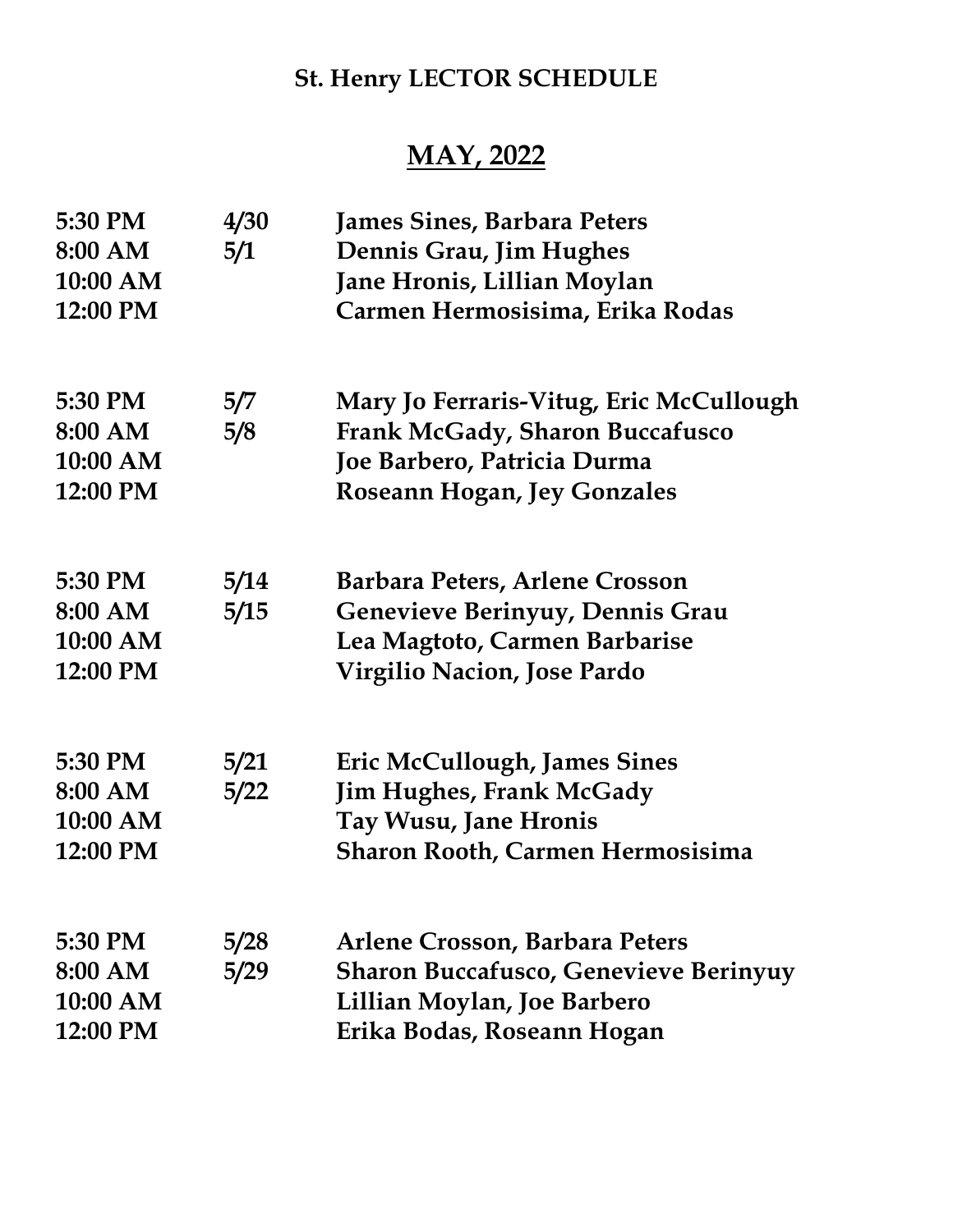**St. Henry LECTOR SCHEDULE**

# <u>MAY, 2022</u>

| | | |
|---|---|---|
| **5:30 PM** | **4/30** | **James Sines, Barbara Peters** |
| **8:00 AM** | **5/1** | **Dennis Grau, Jim Hughes** |
| **10:00 AM** | | **Jane Hronis, Lillian Moylan** |
| **12:00 PM** | | **Carmen Hermosisima, Erika Rodas** |
| | | |
| **5:30 PM** | **5/7** | **Mary Jo Ferraris-Vitug, Eric McCullough** |
| **8:00 AM** | **5/8** | **Frank McGady, Sharon Buccafusco** |
| **10:00 AM** | | **Joe Barbero, Patricia Durma** |
| **12:00 PM** | | **Roseann Hogan, Jey Gonzales** |
| | | |
| **5:30 PM** | **5/14** | **Barbara Peters, Arlene Crosson** |
| **8:00 AM** | **5/15** | **Genevieve Berinyuy, Dennis Grau** |
| **10:00 AM** | | **Lea Magtoto, Carmen Barbarise** |
| **12:00 PM** | | **Virgilio Nacion, Jose Pardo** |
| | | |
| **5:30 PM** | **5/21** | **Eric McCullough, James Sines** |
| **8:00 AM** | **5/22** | **Jim Hughes, Frank McGady** |
| **10:00 AM** | | **Tay Wusu, Jane Hronis** |
| **12:00 PM** | | **Sharon Rooth, Carmen Hermosisima** |
| | | |
| **5:30 PM** | **5/28** | **Arlene Crosson, Barbara Peters** |
| **8:00 AM** | **5/29** | **Sharon Buccafusco, Genevieve Berinyuy** |
| **10:00 AM** | | **Lillian Moylan, Joe Barbero** |
| **12:00 PM** | | **Erika Bodas, Roseann Hogan** |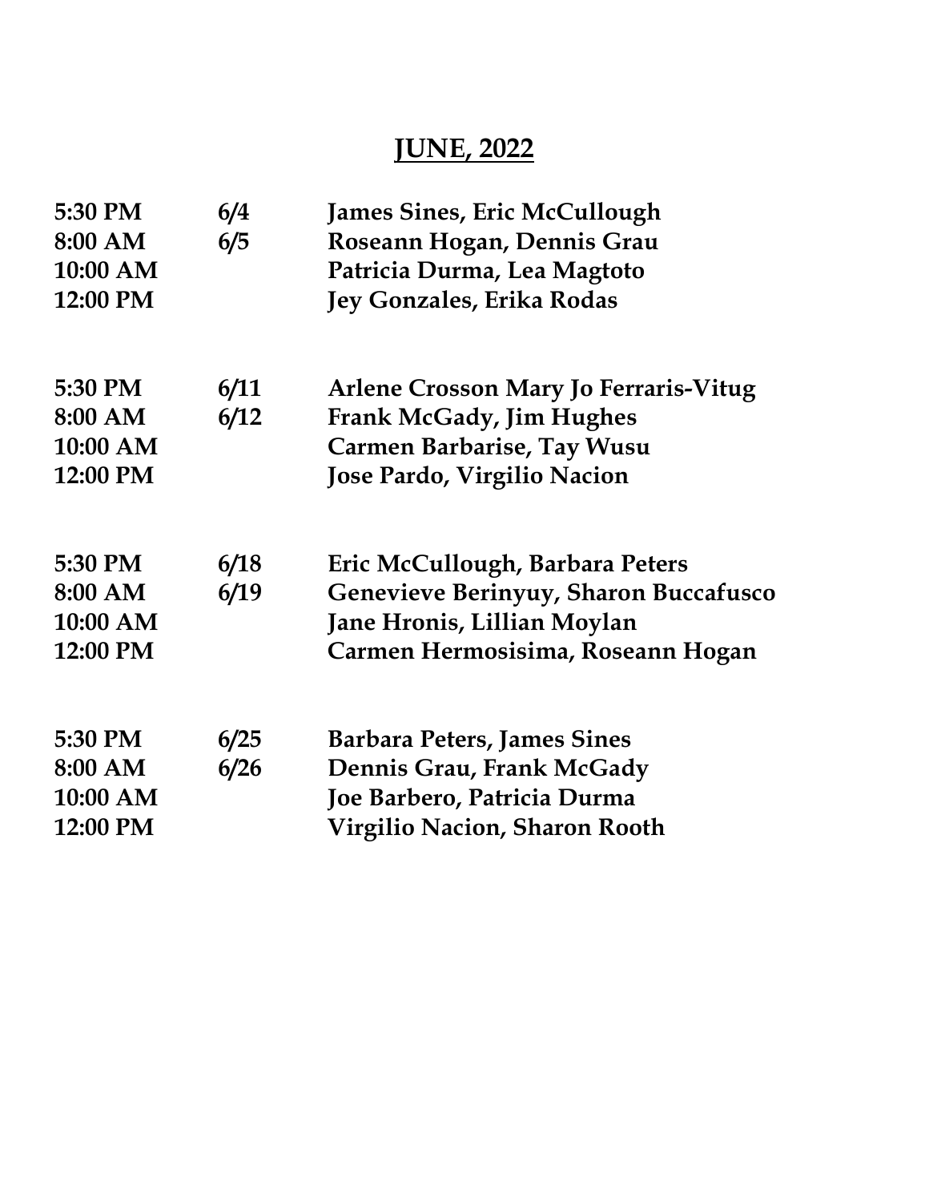## JUNE, 2022

| | | |
|---|---|---|
| **5:30 PM** | **6/4** | **James Sines, Eric McCullough** |
| **8:00 AM** | **6/5** | **Roseann Hogan, Dennis Grau** |
| **10:00 AM** | | **Patricia Durma, Lea Magtoto** |
| **12:00 PM** | | **Jey Gonzales, Erika Rodas** |
| | | |
| **5:30 PM** | **6/11** | **Arlene Crosson Mary Jo Ferraris-Vitug** |
| **8:00 AM** | **6/12** | **Frank McGady, Jim Hughes** |
| **10:00 AM** | | **Carmen Barbarise, Tay Wusu** |
| **12:00 PM** | | **Jose Pardo, Virgilio Nacion** |
| | | |
| **5:30 PM** | **6/18** | **Eric McCullough, Barbara Peters** |
| **8:00 AM** | **6/19** | **Genevieve Berinyuy, Sharon Buccafusco** |
| **10:00 AM** | | **Jane Hronis, Lillian Moylan** |
| **12:00 PM** | | **Carmen Hermosisima, Roseann Hogan** |
| | | |
| **5:30 PM** | **6/25** | **Barbara Peters, James Sines** |
| **8:00 AM** | **6/26** | **Dennis Grau, Frank McGady** |
| **10:00 AM** | | **Joe Barbero, Patricia Durma** |
| **12:00 PM** | | **Virgilio Nacion, Sharon Rooth** |